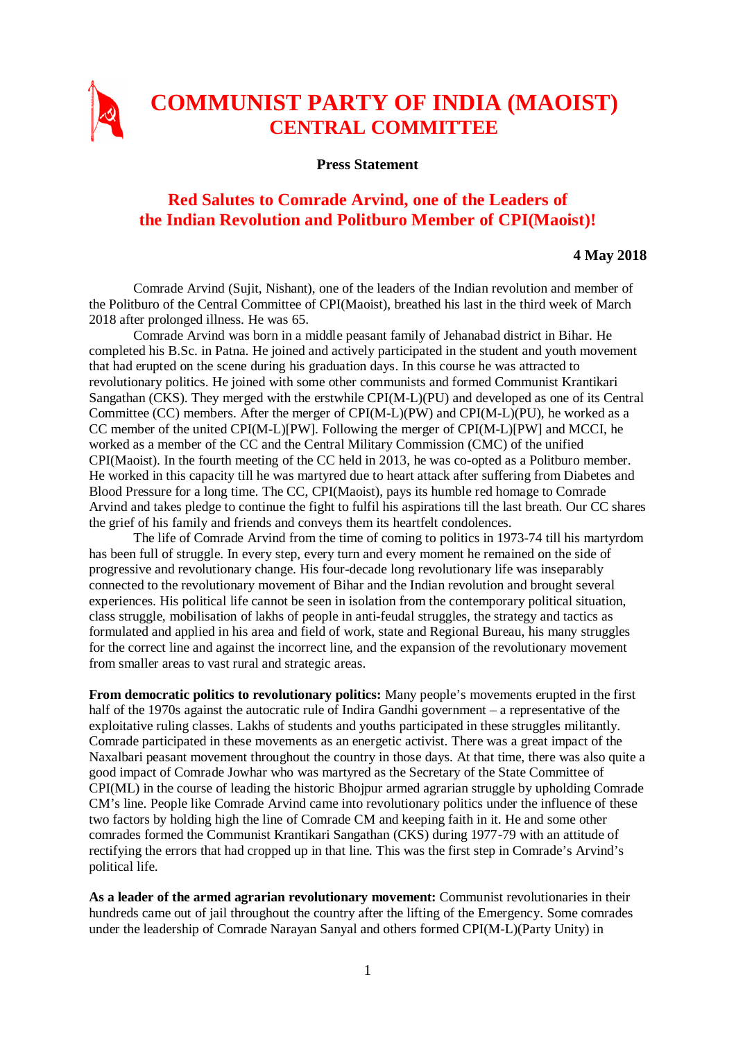# COMMUNIST PARTY OF INDIA (MAOIST)
## CENTRAL COMMITTEE

**Press Statement**

## Red Salutes to Comrade Arvind, one of the Leaders of the Indian Revolution and Politburo Member of CPI(Maoist)!

**4 May 2018**

Comrade Arvind (Sujit, Nishant), one of the leaders of the Indian revolution and member of the Politburo of the Central Committee of CPI(Maoist), breathed his last in the third week of March 2018 after prolonged illness. He was 65.

Comrade Arvind was born in a middle peasant family of Jehanabad district in Bihar. He completed his B.Sc. in Patna. He joined and actively participated in the student and youth movement that had erupted on the scene during his graduation days. In this course he was attracted to revolutionary politics. He joined with some other communists and formed Communist Krantikari Sangathan (CKS). They merged with the erstwhile CPI(M-L)(PU) and developed as one of its Central Committee (CC) members. After the merger of CPI(M-L)(PW) and CPI(M-L)(PU), he worked as a CC member of the united CPI(M-L)[PW]. Following the merger of CPI(M-L)[PW] and MCCI, he worked as a member of the CC and the Central Military Commission (CMC) of the unified CPI(Maoist). In the fourth meeting of the CC held in 2013, he was co-opted as a Politburo member. He worked in this capacity till he was martyred due to heart attack after suffering from Diabetes and Blood Pressure for a long time. The CC, CPI(Maoist), pays its humble red homage to Comrade Arvind and takes pledge to continue the fight to fulfil his aspirations till the last breath. Our CC shares the grief of his family and friends and conveys them its heartfelt condolences.

The life of Comrade Arvind from the time of coming to politics in 1973-74 till his martyrdom has been full of struggle. In every step, every turn and every moment he remained on the side of progressive and revolutionary change. His four-decade long revolutionary life was inseparably connected to the revolutionary movement of Bihar and the Indian revolution and brought several experiences. His political life cannot be seen in isolation from the contemporary political situation, class struggle, mobilisation of lakhs of people in anti-feudal struggles, the strategy and tactics as formulated and applied in his area and field of work, state and Regional Bureau, his many struggles for the correct line and against the incorrect line, and the expansion of the revolutionary movement from smaller areas to vast rural and strategic areas.

**From democratic politics to revolutionary politics:** Many people's movements erupted in the first half of the 1970s against the autocratic rule of Indira Gandhi government – a representative of the exploitative ruling classes. Lakhs of students and youths participated in these struggles militantly. Comrade participated in these movements as an energetic activist. There was a great impact of the Naxalbari peasant movement throughout the country in those days. At that time, there was also quite a good impact of Comrade Jowhar who was martyred as the Secretary of the State Committee of CPI(ML) in the course of leading the historic Bhojpur armed agrarian struggle by upholding Comrade CM's line. People like Comrade Arvind came into revolutionary politics under the influence of these two factors by holding high the line of Comrade CM and keeping faith in it. He and some other comrades formed the Communist Krantikari Sangathan (CKS) during 1977-79 with an attitude of rectifying the errors that had cropped up in that line. This was the first step in Comrade's Arvind's political life.

**As a leader of the armed agrarian revolutionary movement:** Communist revolutionaries in their hundreds came out of jail throughout the country after the lifting of the Emergency. Some comrades under the leadership of Comrade Narayan Sanyal and others formed CPI(M-L)(Party Unity) in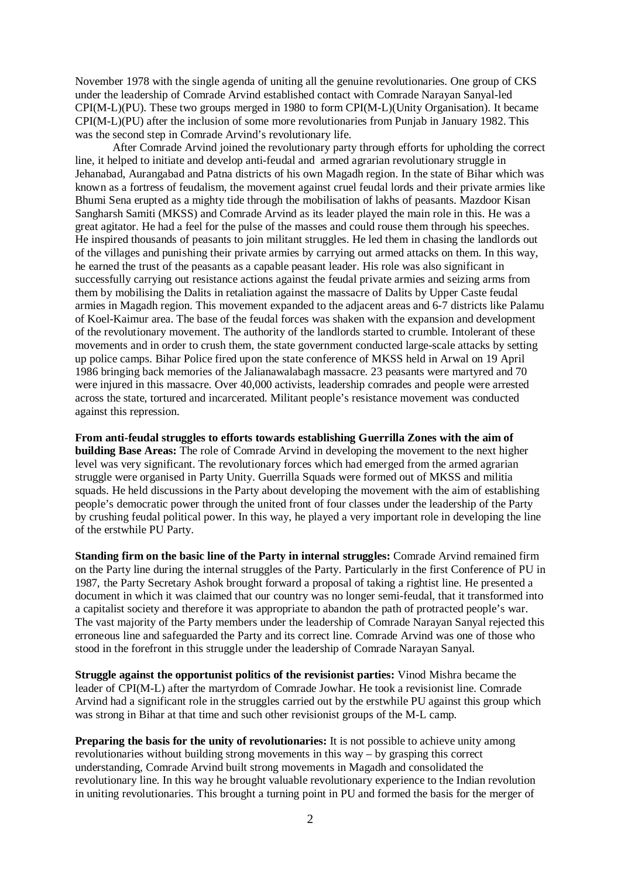November 1978 with the single agenda of uniting all the genuine revolutionaries. One group of CKS under the leadership of Comrade Arvind established contact with Comrade Narayan Sanyal-led CPI(M-L)(PU). These two groups merged in 1980 to form CPI(M-L)(Unity Organisation). It became CPI(M-L)(PU) after the inclusion of some more revolutionaries from Punjab in January 1982. This was the second step in Comrade Arvind's revolutionary life.

After Comrade Arvind joined the revolutionary party through efforts for upholding the correct line, it helped to initiate and develop anti-feudal and armed agrarian revolutionary struggle in Jehanabad, Aurangabad and Patna districts of his own Magadh region. In the state of Bihar which was known as a fortress of feudalism, the movement against cruel feudal lords and their private armies like Bhumi Sena erupted as a mighty tide through the mobilisation of lakhs of peasants. Mazdoor Kisan Sangharsh Samiti (MKSS) and Comrade Arvind as its leader played the main role in this. He was a great agitator. He had a feel for the pulse of the masses and could rouse them through his speeches. He inspired thousands of peasants to join militant struggles. He led them in chasing the landlords out of the villages and punishing their private armies by carrying out armed attacks on them. In this way, he earned the trust of the peasants as a capable peasant leader. His role was also significant in successfully carrying out resistance actions against the feudal private armies and seizing arms from them by mobilising the Dalits in retaliation against the massacre of Dalits by Upper Caste feudal armies in Magadh region. This movement expanded to the adjacent areas and 6-7 districts like Palamu of Koel-Kaimur area. The base of the feudal forces was shaken with the expansion and development of the revolutionary movement. The authority of the landlords started to crumble. Intolerant of these movements and in order to crush them, the state government conducted large-scale attacks by setting up police camps. Bihar Police fired upon the state conference of MKSS held in Arwal on 19 April 1986 bringing back memories of the Jalianawalabagh massacre. 23 peasants were martyred and 70 were injured in this massacre. Over 40,000 activists, leadership comrades and people were arrested across the state, tortured and incarcerated. Militant people's resistance movement was conducted against this repression.

**From anti-feudal struggles to efforts towards establishing Guerrilla Zones with the aim of building Base Areas:** The role of Comrade Arvind in developing the movement to the next higher level was very significant. The revolutionary forces which had emerged from the armed agrarian struggle were organised in Party Unity. Guerrilla Squads were formed out of MKSS and militia squads. He held discussions in the Party about developing the movement with the aim of establishing people's democratic power through the united front of four classes under the leadership of the Party by crushing feudal political power. In this way, he played a very important role in developing the line of the erstwhile PU Party.

**Standing firm on the basic line of the Party in internal struggles:** Comrade Arvind remained firm on the Party line during the internal struggles of the Party. Particularly in the first Conference of PU in 1987, the Party Secretary Ashok brought forward a proposal of taking a rightist line. He presented a document in which it was claimed that our country was no longer semi-feudal, that it transformed into a capitalist society and therefore it was appropriate to abandon the path of protracted people's war. The vast majority of the Party members under the leadership of Comrade Narayan Sanyal rejected this erroneous line and safeguarded the Party and its correct line. Comrade Arvind was one of those who stood in the forefront in this struggle under the leadership of Comrade Narayan Sanyal.

**Struggle against the opportunist politics of the revisionist parties:** Vinod Mishra became the leader of CPI(M-L) after the martyrdom of Comrade Jowhar. He took a revisionist line. Comrade Arvind had a significant role in the struggles carried out by the erstwhile PU against this group which was strong in Bihar at that time and such other revisionist groups of the M-L camp.

**Preparing the basis for the unity of revolutionaries:** It is not possible to achieve unity among revolutionaries without building strong movements in this way – by grasping this correct understanding, Comrade Arvind built strong movements in Magadh and consolidated the revolutionary line. In this way he brought valuable revolutionary experience to the Indian revolution in uniting revolutionaries. This brought a turning point in PU and formed the basis for the merger of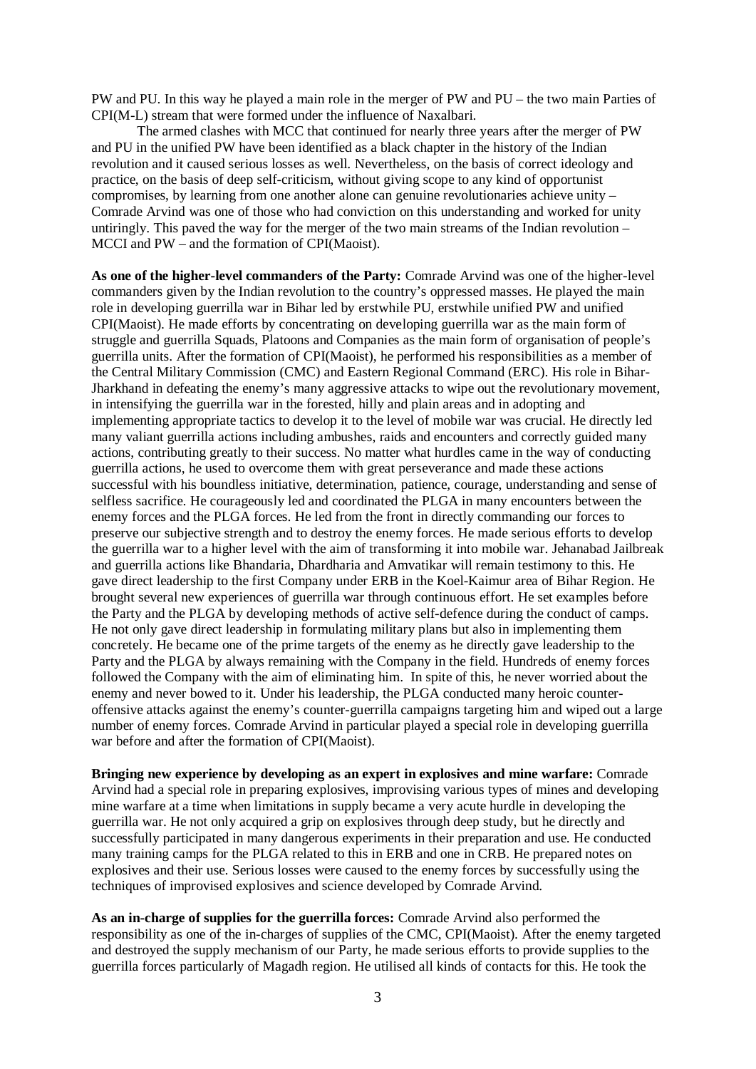PW and PU. In this way he played a main role in the merger of PW and PU – the two main Parties of CPI(M-L) stream that were formed under the influence of Naxalbari.

The armed clashes with MCC that continued for nearly three years after the merger of PW and PU in the unified PW have been identified as a black chapter in the history of the Indian revolution and it caused serious losses as well. Nevertheless, on the basis of correct ideology and practice, on the basis of deep self-criticism, without giving scope to any kind of opportunist compromises, by learning from one another alone can genuine revolutionaries achieve unity – Comrade Arvind was one of those who had conviction on this understanding and worked for unity untiringly. This paved the way for the merger of the two main streams of the Indian revolution – MCCI and PW – and the formation of CPI(Maoist).

**As one of the higher-level commanders of the Party:** Comrade Arvind was one of the higher-level commanders given by the Indian revolution to the country's oppressed masses. He played the main role in developing guerrilla war in Bihar led by erstwhile PU, erstwhile unified PW and unified CPI(Maoist). He made efforts by concentrating on developing guerrilla war as the main form of struggle and guerrilla Squads, Platoons and Companies as the main form of organisation of people's guerrilla units. After the formation of CPI(Maoist), he performed his responsibilities as a member of the Central Military Commission (CMC) and Eastern Regional Command (ERC). His role in Bihar-Jharkhand in defeating the enemy's many aggressive attacks to wipe out the revolutionary movement, in intensifying the guerrilla war in the forested, hilly and plain areas and in adopting and implementing appropriate tactics to develop it to the level of mobile war was crucial. He directly led many valiant guerrilla actions including ambushes, raids and encounters and correctly guided many actions, contributing greatly to their success. No matter what hurdles came in the way of conducting guerrilla actions, he used to overcome them with great perseverance and made these actions successful with his boundless initiative, determination, patience, courage, understanding and sense of selfless sacrifice. He courageously led and coordinated the PLGA in many encounters between the enemy forces and the PLGA forces. He led from the front in directly commanding our forces to preserve our subjective strength and to destroy the enemy forces. He made serious efforts to develop the guerrilla war to a higher level with the aim of transforming it into mobile war. Jehanabad Jailbreak and guerrilla actions like Bhandaria, Dhardharia and Amvatikar will remain testimony to this. He gave direct leadership to the first Company under ERB in the Koel-Kaimur area of Bihar Region. He brought several new experiences of guerrilla war through continuous effort. He set examples before the Party and the PLGA by developing methods of active self-defence during the conduct of camps. He not only gave direct leadership in formulating military plans but also in implementing them concretely. He became one of the prime targets of the enemy as he directly gave leadership to the Party and the PLGA by always remaining with the Company in the field. Hundreds of enemy forces followed the Company with the aim of eliminating him. In spite of this, he never worried about the enemy and never bowed to it. Under his leadership, the PLGA conducted many heroic counter-offensive attacks against the enemy's counter-guerrilla campaigns targeting him and wiped out a large number of enemy forces. Comrade Arvind in particular played a special role in developing guerrilla war before and after the formation of CPI(Maoist).

**Bringing new experience by developing as an expert in explosives and mine warfare:** Comrade Arvind had a special role in preparing explosives, improvising various types of mines and developing mine warfare at a time when limitations in supply became a very acute hurdle in developing the guerrilla war. He not only acquired a grip on explosives through deep study, but he directly and successfully participated in many dangerous experiments in their preparation and use. He conducted many training camps for the PLGA related to this in ERB and one in CRB. He prepared notes on explosives and their use. Serious losses were caused to the enemy forces by successfully using the techniques of improvised explosives and science developed by Comrade Arvind.

**As an in-charge of supplies for the guerrilla forces:** Comrade Arvind also performed the responsibility as one of the in-charges of supplies of the CMC, CPI(Maoist). After the enemy targeted and destroyed the supply mechanism of our Party, he made serious efforts to provide supplies to the guerrilla forces particularly of Magadh region. He utilised all kinds of contacts for this. He took the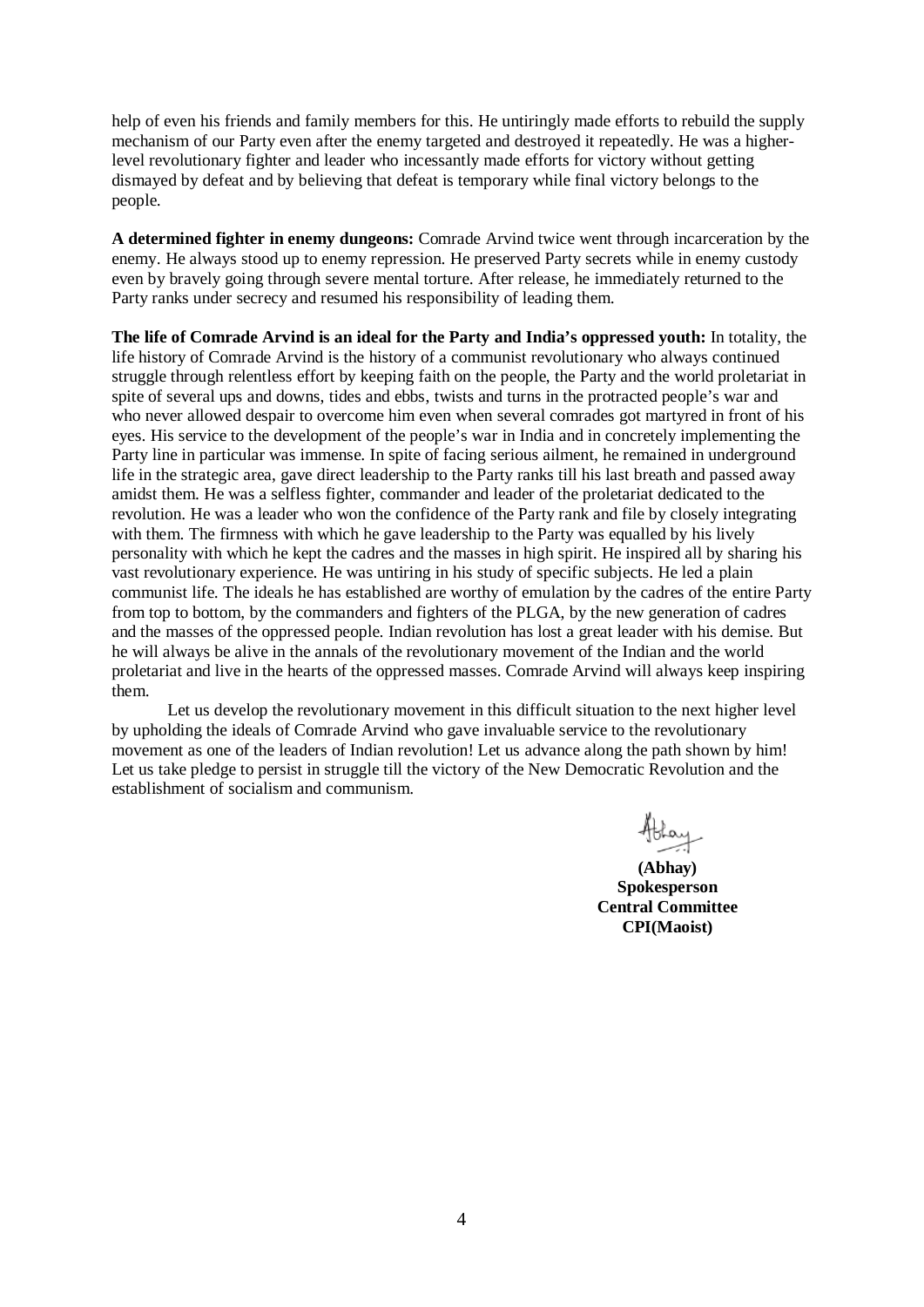help of even his friends and family members for this. He untiringly made efforts to rebuild the supply mechanism of our Party even after the enemy targeted and destroyed it repeatedly. He was a higher-level revolutionary fighter and leader who incessantly made efforts for victory without getting dismayed by defeat and by believing that defeat is temporary while final victory belongs to the people.

**A determined fighter in enemy dungeons:** Comrade Arvind twice went through incarceration by the enemy. He always stood up to enemy repression. He preserved Party secrets while in enemy custody even by bravely going through severe mental torture. After release, he immediately returned to the Party ranks under secrecy and resumed his responsibility of leading them.

**The life of Comrade Arvind is an ideal for the Party and India's oppressed youth:** In totality, the life history of Comrade Arvind is the history of a communist revolutionary who always continued struggle through relentless effort by keeping faith on the people, the Party and the world proletariat in spite of several ups and downs, tides and ebbs, twists and turns in the protracted people's war and who never allowed despair to overcome him even when several comrades got martyred in front of his eyes. His service to the development of the people's war in India and in concretely implementing the Party line in particular was immense. In spite of facing serious ailment, he remained in underground life in the strategic area, gave direct leadership to the Party ranks till his last breath and passed away amidst them. He was a selfless fighter, commander and leader of the proletariat dedicated to the revolution. He was a leader who won the confidence of the Party rank and file by closely integrating with them. The firmness with which he gave leadership to the Party was equalled by his lively personality with which he kept the cadres and the masses in high spirit. He inspired all by sharing his vast revolutionary experience. He was untiring in his study of specific subjects. He led a plain communist life. The ideals he has established are worthy of emulation by the cadres of the entire Party from top to bottom, by the commanders and fighters of the PLGA, by the new generation of cadres and the masses of the oppressed people. Indian revolution has lost a great leader with his demise. But he will always be alive in the annals of the revolutionary movement of the Indian and the world proletariat and live in the hearts of the oppressed masses. Comrade Arvind will always keep inspiring them.

Let us develop the revolutionary movement in this difficult situation to the next higher level by upholding the ideals of Comrade Arvind who gave invaluable service to the revolutionary movement as one of the leaders of Indian revolution! Let us advance along the path shown by him! Let us take pledge to persist in struggle till the victory of the New Democratic Revolution and the establishment of socialism and communism.

Abhay

**(Abhay)**
**Spokesperson**
**Central Committee**
**CPI(Maoist)**